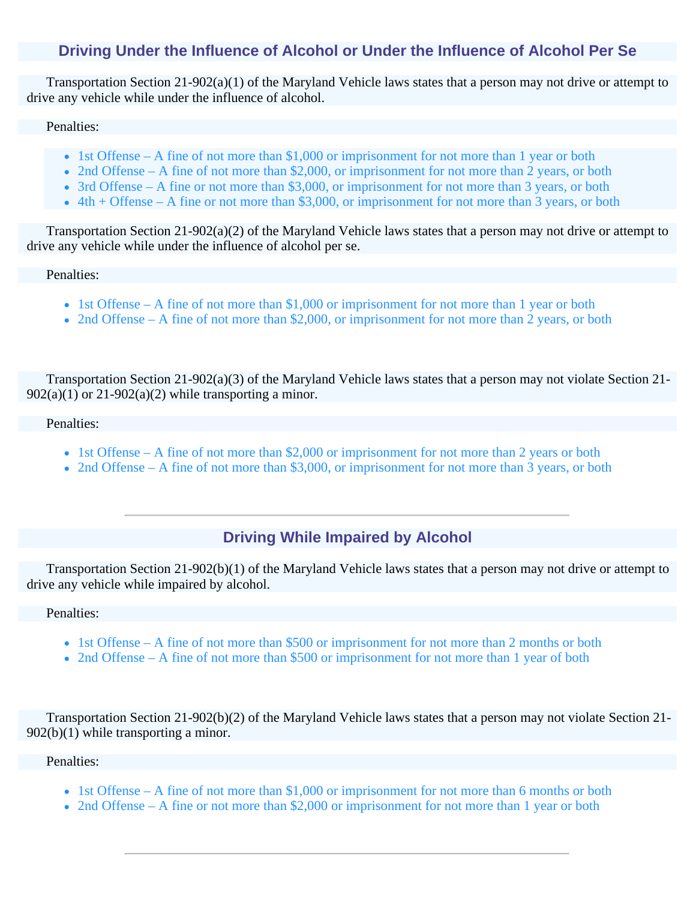## Driving Under the Influence of Alcohol or Under the Influence of Alcohol Per Se

Transportation Section 21-902(a)(1) of the Maryland Vehicle laws states that a person may not drive or attempt to drive any vehicle while under the influence of alcohol.

Penalties:

- 1st Offense – A fine of not more than $1,000 or imprisonment for not more than 1 year or both
- 2nd Offense – A fine of not more than $2,000, or imprisonment for not more than 2 years, or both
- 3rd Offense – A fine or not more than $3,000, or imprisonment for not more than 3 years, or both
- 4th + Offense – A fine or not more than $3,000, or imprisonment for not more than 3 years, or both

Transportation Section 21-902(a)(2) of the Maryland Vehicle laws states that a person may not drive or attempt to drive any vehicle while under the influence of alcohol per se.

Penalties:

- 1st Offense – A fine of not more than $1,000 or imprisonment for not more than 1 year or both
- 2nd Offense – A fine of not more than $2,000, or imprisonment for not more than 2 years, or both

Transportation Section 21-902(a)(3) of the Maryland Vehicle laws states that a person may not violate Section 21-902(a)(1) or 21-902(a)(2) while transporting a minor.

Penalties:

- 1st Offense – A fine of not more than $2,000 or imprisonment for not more than 2 years or both
- 2nd Offense – A fine of not more than $3,000, or imprisonment for not more than 3 years, or both

---

## Driving While Impaired by Alcohol

Transportation Section 21-902(b)(1) of the Maryland Vehicle laws states that a person may not drive or attempt to drive any vehicle while impaired by alcohol.

Penalties:

- 1st Offense – A fine of not more than $500 or imprisonment for not more than 2 months or both
- 2nd Offense – A fine of not more than $500 or imprisonment for not more than 1 year of both

Transportation Section 21-902(b)(2) of the Maryland Vehicle laws states that a person may not violate Section 21-902(b)(1) while transporting a minor.

Penalties:

- 1st Offense – A fine of not more than $1,000 or imprisonment for not more than 6 months or both
- 2nd Offense – A fine or not more than $2,000 or imprisonment for not more than 1 year or both

---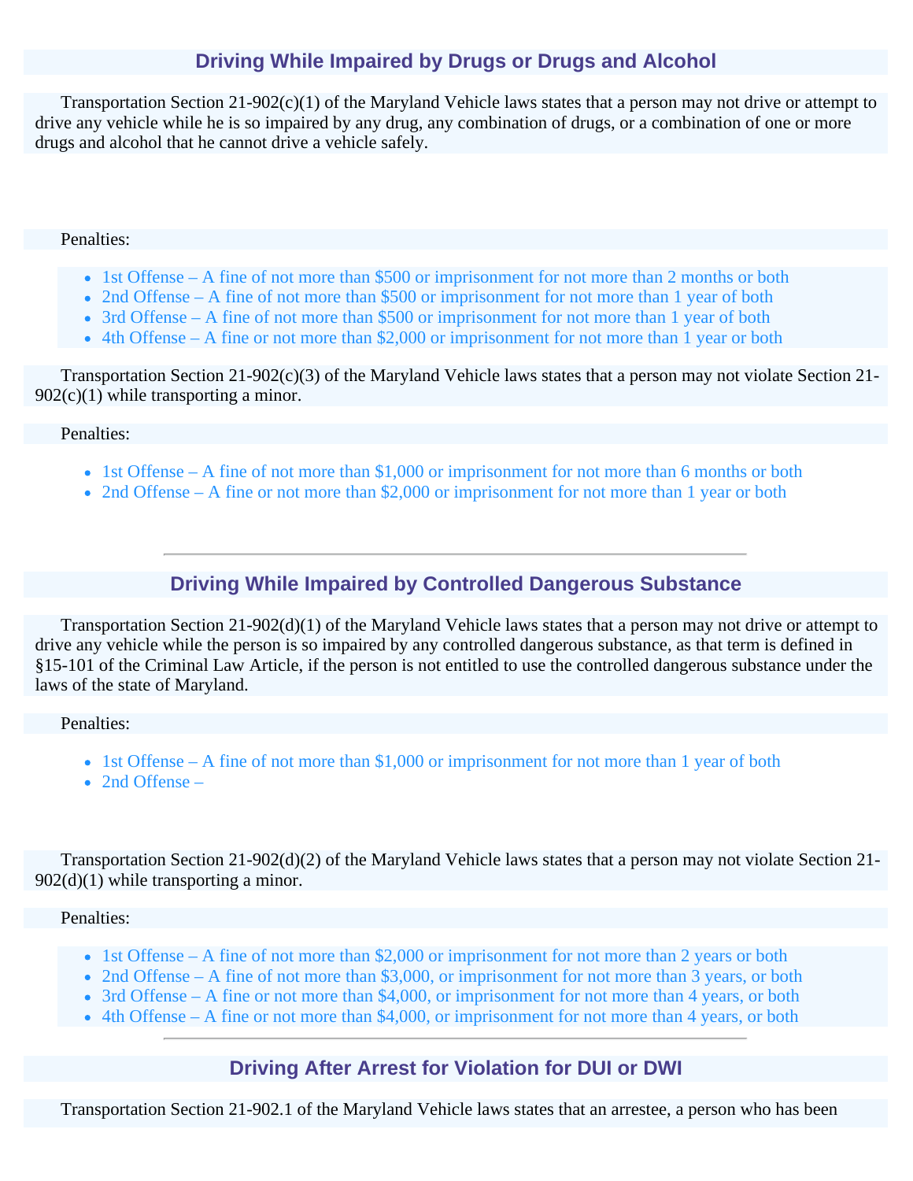## Driving While Impaired by Drugs or Drugs and Alcohol

Transportation Section 21-902(c)(1) of the Maryland Vehicle laws states that a person may not drive or attempt to drive any vehicle while he is so impaired by any drug, any combination of drugs, or a combination of one or more drugs and alcohol that he cannot drive a vehicle safely.

Penalties:

- 1st Offense – A fine of not more than $500 or imprisonment for not more than 2 months or both
- 2nd Offense – A fine of not more than $500 or imprisonment for not more than 1 year of both
- 3rd Offense – A fine of not more than $500 or imprisonment for not more than 1 year of both
- 4th Offense – A fine or not more than $2,000 or imprisonment for not more than 1 year or both

Transportation Section 21-902(c)(3) of the Maryland Vehicle laws states that a person may not violate Section 21-902(c)(1) while transporting a minor.

Penalties:

- 1st Offense – A fine of not more than $1,000 or imprisonment for not more than 6 months or both
- 2nd Offense – A fine or not more than $2,000 or imprisonment for not more than 1 year or both

---

## Driving While Impaired by Controlled Dangerous Substance

Transportation Section 21-902(d)(1) of the Maryland Vehicle laws states that a person may not drive or attempt to drive any vehicle while the person is so impaired by any controlled dangerous substance, as that term is defined in §15-101 of the Criminal Law Article, if the person is not entitled to use the controlled dangerous substance under the laws of the state of Maryland.

Penalties:

- 1st Offense – A fine of not more than $1,000 or imprisonment for not more than 1 year of both
- 2nd Offense –

Transportation Section 21-902(d)(2) of the Maryland Vehicle laws states that a person may not violate Section 21-902(d)(1) while transporting a minor.

Penalties:

- 1st Offense – A fine of not more than $2,000 or imprisonment for not more than 2 years or both
- 2nd Offense – A fine of not more than $3,000, or imprisonment for not more than 3 years, or both
- 3rd Offense – A fine or not more than $4,000, or imprisonment for not more than 4 years, or both
- 4th Offense – A fine or not more than $4,000, or imprisonment for not more than 4 years, or both

---

## Driving After Arrest for Violation for DUI or DWI

Transportation Section 21-902.1 of the Maryland Vehicle laws states that an arrestee, a person who has been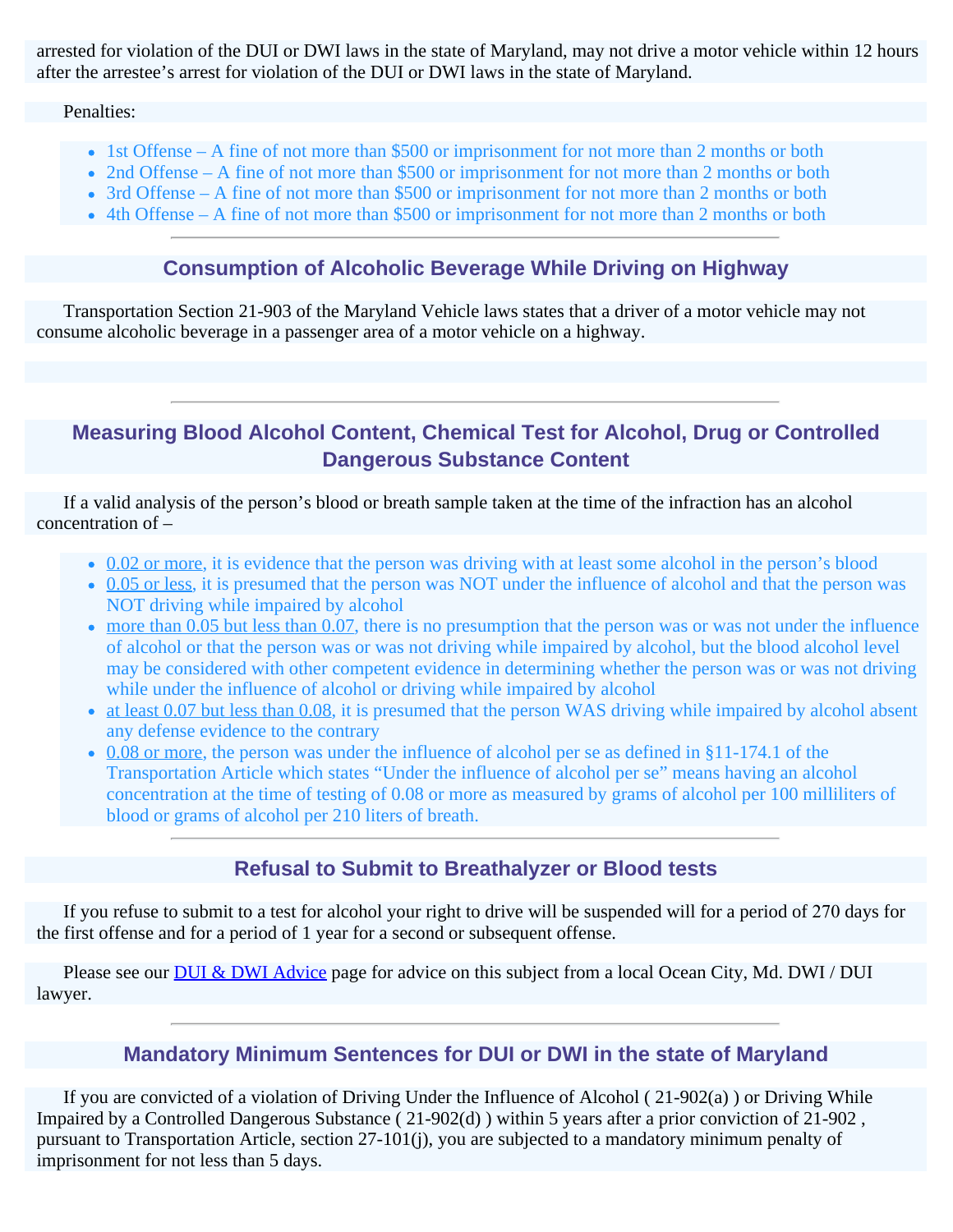arrested for violation of the DUI or DWI laws in the state of Maryland, may not drive a motor vehicle within 12 hours after the arrestee's arrest for violation of the DUI or DWI laws in the state of Maryland.

Penalties:

- 1st Offense – A fine of not more than $500 or imprisonment for not more than 2 months or both
- 2nd Offense – A fine of not more than $500 or imprisonment for not more than 2 months or both
- 3rd Offense – A fine of not more than $500 or imprisonment for not more than 2 months or both
- 4th Offense – A fine of not more than $500 or imprisonment for not more than 2 months or both

---

## Consumption of Alcoholic Beverage While Driving on Highway

Transportation Section 21-903 of the Maryland Vehicle laws states that a driver of a motor vehicle may not consume alcoholic beverage in a passenger area of a motor vehicle on a highway.

---

## Measuring Blood Alcohol Content, Chemical Test for Alcohol, Drug or Controlled Dangerous Substance Content

If a valid analysis of the person's blood or breath sample taken at the time of the infraction has an alcohol concentration of –

- 0.02 or more, it is evidence that the person was driving with at least some alcohol in the person's blood
- 0.05 or less, it is presumed that the person was NOT under the influence of alcohol and that the person was NOT driving while impaired by alcohol
- more than 0.05 but less than 0.07, there is no presumption that the person was or was not under the influence of alcohol or that the person was or was not driving while impaired by alcohol, but the blood alcohol level may be considered with other competent evidence in determining whether the person was or was not driving while under the influence of alcohol or driving while impaired by alcohol
- at least 0.07 but less than 0.08, it is presumed that the person WAS driving while impaired by alcohol absent any defense evidence to the contrary
- 0.08 or more, the person was under the influence of alcohol per se as defined in §11-174.1 of the Transportation Article which states "Under the influence of alcohol per se" means having an alcohol concentration at the time of testing of 0.08 or more as measured by grams of alcohol per 100 milliliters of blood or grams of alcohol per 210 liters of breath.

---

## Refusal to Submit to Breathalyzer or Blood tests

If you refuse to submit to a test for alcohol your right to drive will be suspended will for a period of 270 days for the first offense and for a period of 1 year for a second or subsequent offense.

Please see our DUI & DWI Advice page for advice on this subject from a local Ocean City, Md. DWI / DUI lawyer.

---

## Mandatory Minimum Sentences for DUI or DWI in the state of Maryland

If you are convicted of a violation of Driving Under the Influence of Alcohol ( 21-902(a) ) or Driving While Impaired by a Controlled Dangerous Substance ( 21-902(d) ) within 5 years after a prior conviction of 21-902 , pursuant to Transportation Article, section 27-101(j), you are subjected to a mandatory minimum penalty of imprisonment for not less than 5 days.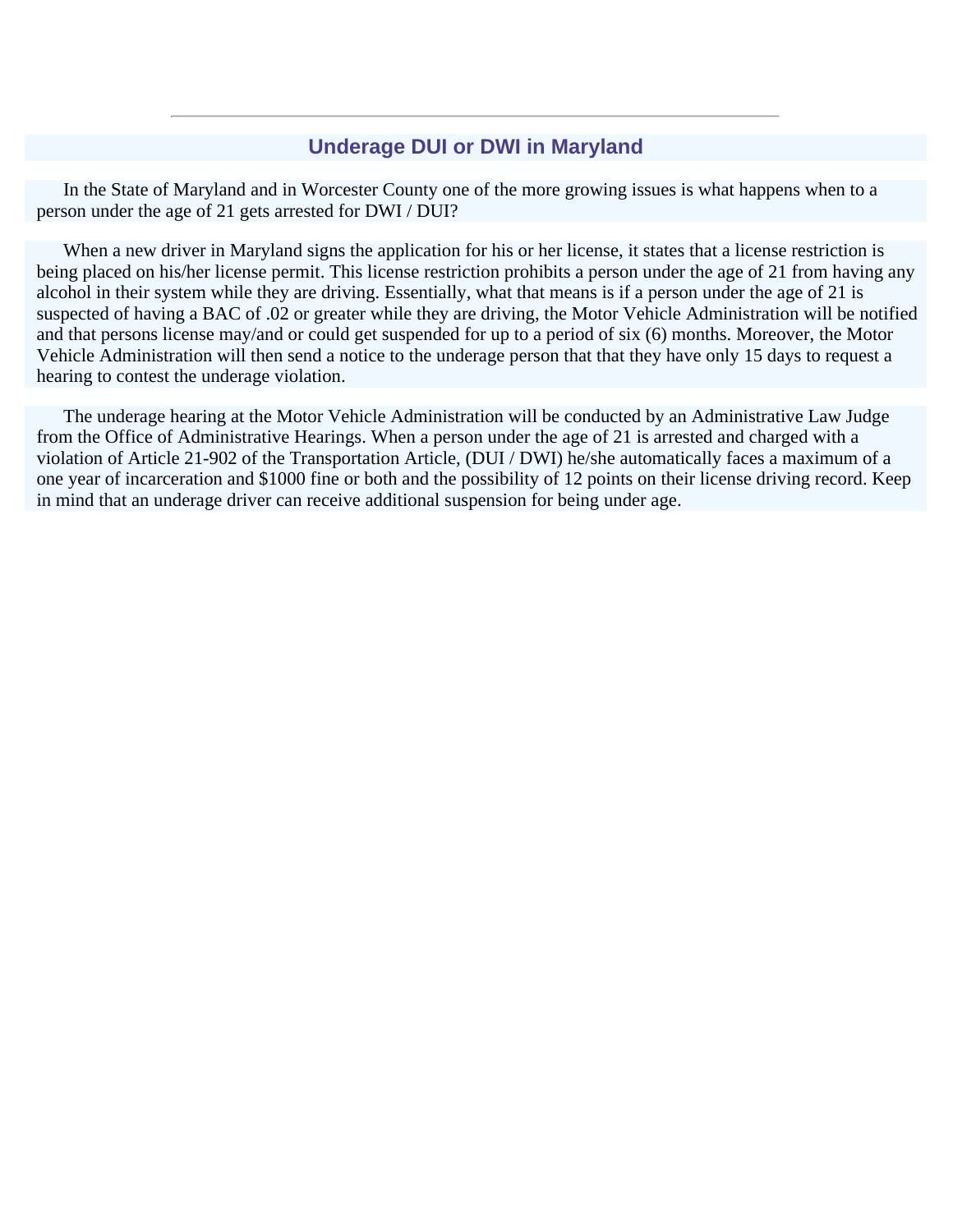## Underage DUI or DWI in Maryland

In the State of Maryland and in Worcester County one of the more growing issues is what happens when to a person under the age of 21 gets arrested for DWI / DUI?

When a new driver in Maryland signs the application for his or her license, it states that a license restriction is being placed on his/her license permit. This license restriction prohibits a person under the age of 21 from having any alcohol in their system while they are driving. Essentially, what that means is if a person under the age of 21 is suspected of having a BAC of .02 or greater while they are driving, the Motor Vehicle Administration will be notified and that persons license may/and or could get suspended for up to a period of six (6) months. Moreover, the Motor Vehicle Administration will then send a notice to the underage person that that they have only 15 days to request a hearing to contest the underage violation.

The underage hearing at the Motor Vehicle Administration will be conducted by an Administrative Law Judge from the Office of Administrative Hearings. When a person under the age of 21 is arrested and charged with a violation of Article 21-902 of the Transportation Article, (DUI / DWI) he/she automatically faces a maximum of a one year of incarceration and $1000 fine or both and the possibility of 12 points on their license driving record. Keep in mind that an underage driver can receive additional suspension for being under age.